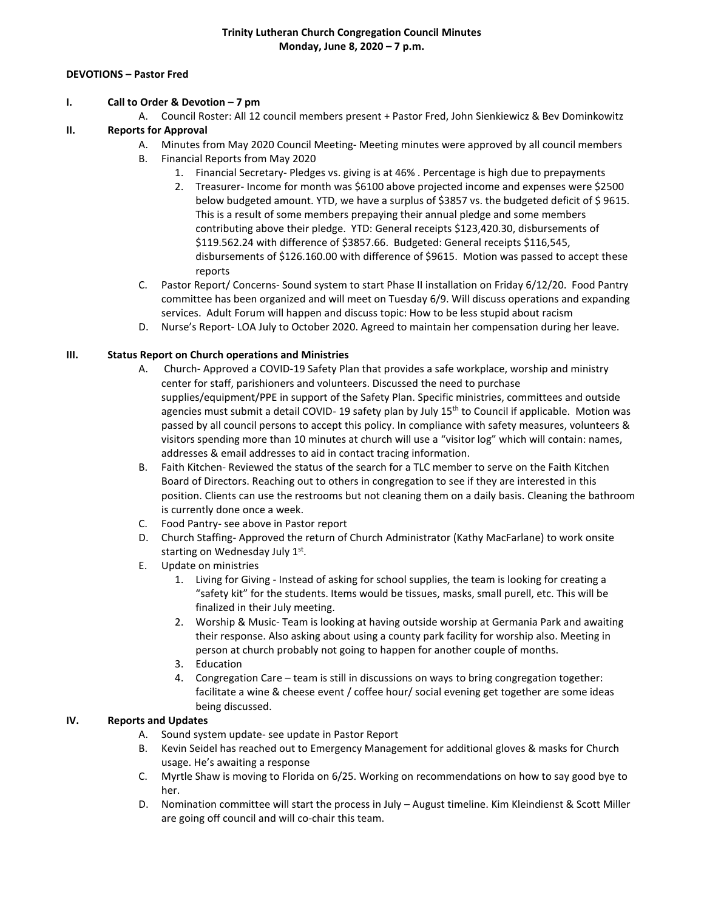**Trinity Lutheran Church Congregation Council Minutes**
**Monday, June 8, 2020 – 7 p.m.**

**DEVOTIONS – Pastor Fred**

**I. Call to Order & Devotion – 7 pm**

A. Council Roster: All 12 council members present + Pastor Fred, John Sienkiewicz & Bev Dominkowitz

**II. Reports for Approval**

A. Minutes from May 2020 Council Meeting- Meeting minutes were approved by all council members

B. Financial Reports from May 2020

1. Financial Secretary- Pledges vs. giving is at 46% . Percentage is high due to prepayments
2. Treasurer- Income for month was $6100 above projected income and expenses were $2500 below budgeted amount. YTD, we have a surplus of $3857 vs. the budgeted deficit of $ 9615. This is a result of some members prepaying their annual pledge and some members contributing above their pledge. YTD: General receipts $123,420.30, disbursements of $119.562.24 with difference of $3857.66. Budgeted: General receipts $116,545, disbursements of $126.160.00 with difference of $9615. Motion was passed to accept these reports

C. Pastor Report/ Concerns- Sound system to start Phase II installation on Friday 6/12/20. Food Pantry committee has been organized and will meet on Tuesday 6/9. Will discuss operations and expanding services. Adult Forum will happen and discuss topic: How to be less stupid about racism

D. Nurse's Report- LOA July to October 2020. Agreed to maintain her compensation during her leave.

**III. Status Report on Church operations and Ministries**

A. Church- Approved a COVID-19 Safety Plan that provides a safe workplace, worship and ministry center for staff, parishioners and volunteers. Discussed the need to purchase supplies/equipment/PPE in support of the Safety Plan. Specific ministries, committees and outside agencies must submit a detail COVID- 19 safety plan by July 15th to Council if applicable. Motion was passed by all council persons to accept this policy. In compliance with safety measures, volunteers & visitors spending more than 10 minutes at church will use a "visitor log" which will contain: names, addresses & email addresses to aid in contact tracing information.

B. Faith Kitchen- Reviewed the status of the search for a TLC member to serve on the Faith Kitchen Board of Directors. Reaching out to others in congregation to see if they are interested in this position. Clients can use the restrooms but not cleaning them on a daily basis. Cleaning the bathroom is currently done once a week.

C. Food Pantry- see above in Pastor report

D. Church Staffing- Approved the return of Church Administrator (Kathy MacFarlane) to work onsite starting on Wednesday July 1st.

E. Update on ministries

1. Living for Giving - Instead of asking for school supplies, the team is looking for creating a "safety kit" for the students. Items would be tissues, masks, small purell, etc. This will be finalized in their July meeting.
2. Worship & Music- Team is looking at having outside worship at Germania Park and awaiting their response. Also asking about using a county park facility for worship also. Meeting in person at church probably not going to happen for another couple of months.
3. Education
4. Congregation Care – team is still in discussions on ways to bring congregation together: facilitate a wine & cheese event / coffee hour/ social evening get together are some ideas being discussed.

**IV. Reports and Updates**

A. Sound system update- see update in Pastor Report

B. Kevin Seidel has reached out to Emergency Management for additional gloves & masks for Church usage. He's awaiting a response

C. Myrtle Shaw is moving to Florida on 6/25. Working on recommendations on how to say good bye to her.

D. Nomination committee will start the process in July – August timeline. Kim Kleindienst & Scott Miller are going off council and will co-chair this team.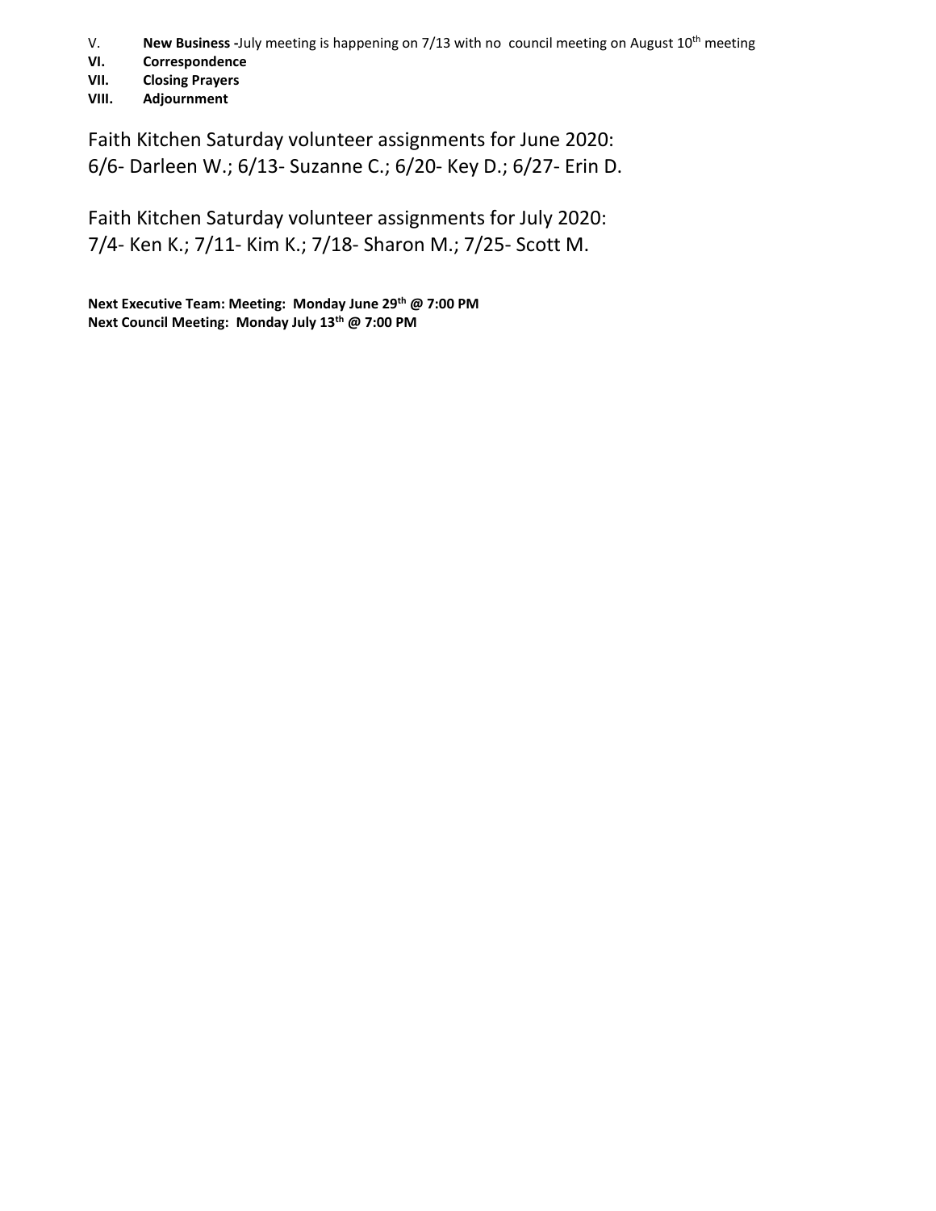V. **New Business -**July meeting is happening on 7/13 with no council meeting on August 10th meeting

VI. **Correspondence**

VII. **Closing Prayers**

VIII. **Adjournment**

Faith Kitchen Saturday volunteer assignments for June 2020:
6/6- Darleen W.; 6/13- Suzanne C.; 6/20- Key D.; 6/27- Erin D.

Faith Kitchen Saturday volunteer assignments for July 2020:
7/4- Ken K.; 7/11- Kim K.; 7/18- Sharon M.; 7/25- Scott M.

**Next Executive Team: Meeting: Monday June 29th @ 7:00 PM**
**Next Council Meeting: Monday July 13th @ 7:00 PM**